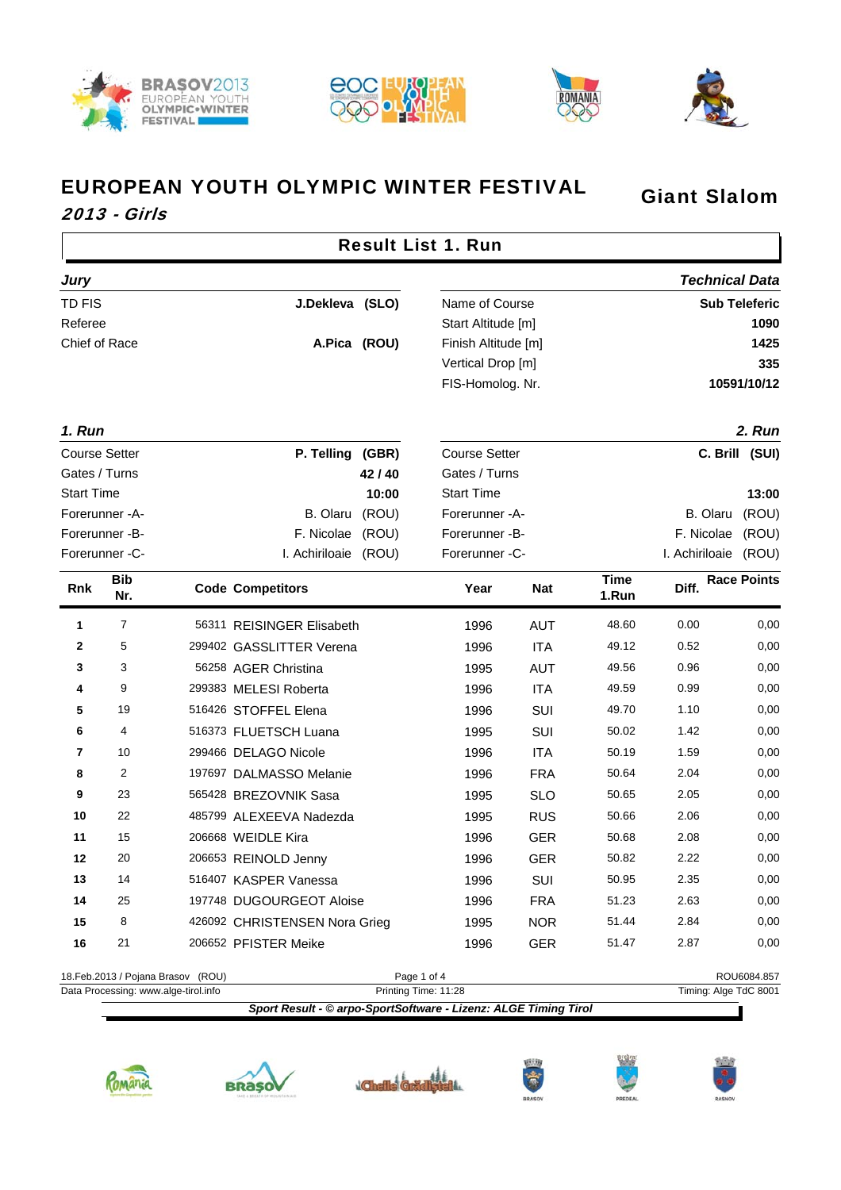# EUROPEAN YOUTH OLYMPIC WINTER FESTIVAL

## 2013 - Girls

## Giant Slalom

### Result List 1. Run

| *Jury* | | *Technical Data* | |
|---|---|---|---|
| TD FIS | **J.Dekleva (SLO)** | Name of Course | **Sub Teleferic** |
| Referee | | Start Altitude [m] | **1090** |
| Chief of Race | **A.Pica (ROU)** | Finish Altitude [m] | **1425** |
| | | Vertical Drop [m] | **335** |
| | | FIS-Homolog. Nr. | **10591/10/12** |

| *1. Run* | | *2. Run* | |
|---|---|---|---|
| Course Setter | **P. Telling (GBR)** | Course Setter | **C. Brill (SUI)** |
| Gates / Turns | **42 / 40** | Gates / Turns | |
| Start Time | **10:00** | Start Time | **13:00** |
| Forerunner -A- | B. Olaru (ROU) | Forerunner -A- | B. Olaru (ROU) |
| Forerunner -B- | F. Nicolae (ROU) | Forerunner -B- | F. Nicolae (ROU) |
| Forerunner -C- | I. Achiriloaie (ROU) | Forerunner -C- | I. Achiriloaie (ROU) |

| Rnk | Bib Nr. | Code | Competitors | Year | Nat | Time 1.Run | Diff. | Race Points |
|---|---|---|---|---|---|---|---|---|
| 1 | 7 | 56311 | REISINGER Elisabeth | 1996 | AUT | 48.60 | 0.00 | 0,00 |
| 2 | 5 | 299402 | GASSLITTER Verena | 1996 | ITA | 49.12 | 0.52 | 0,00 |
| 3 | 3 | 56258 | AGER Christina | 1995 | AUT | 49.56 | 0.96 | 0,00 |
| 4 | 9 | 299383 | MELESI Roberta | 1996 | ITA | 49.59 | 0.99 | 0,00 |
| 5 | 19 | 516426 | STOFFEL Elena | 1996 | SUI | 49.70 | 1.10 | 0,00 |
| 6 | 4 | 516373 | FLUETSCH Luana | 1995 | SUI | 50.02 | 1.42 | 0,00 |
| 7 | 10 | 299466 | DELAGO Nicole | 1996 | ITA | 50.19 | 1.59 | 0,00 |
| 8 | 2 | 197697 | DALMASSO Melanie | 1996 | FRA | 50.64 | 2.04 | 0,00 |
| 9 | 23 | 565428 | BREZOVNIK Sasa | 1995 | SLO | 50.65 | 2.05 | 0,00 |
| 10 | 22 | 485799 | ALEXEEVA Nadezda | 1995 | RUS | 50.66 | 2.06 | 0,00 |
| 11 | 15 | 206668 | WEIDLE Kira | 1996 | GER | 50.68 | 2.08 | 0,00 |
| 12 | 20 | 206653 | REINOLD Jenny | 1996 | GER | 50.82 | 2.22 | 0,00 |
| 13 | 14 | 516407 | KASPER Vanessa | 1996 | SUI | 50.95 | 2.35 | 0,00 |
| 14 | 25 | 197748 | DUGOURGEOT Aloise | 1996 | FRA | 51.23 | 2.63 | 0,00 |
| 15 | 8 | 426092 | CHRISTENSEN Nora Grieg | 1995 | NOR | 51.44 | 2.84 | 0,00 |
| 16 | 21 | 206652 | PFISTER Meike | 1996 | GER | 51.47 | 2.87 | 0,00 |

18.Feb.2013 / Pojana Brasov (ROU) — ROU6084.857

Data Processing: www.alge-tirol.info — Printing Time: 11:28 — Timing: Alge TdC 8001

*Sport Result - © arpo-SportSoftware - Lizenz: ALGE Timing Tirol*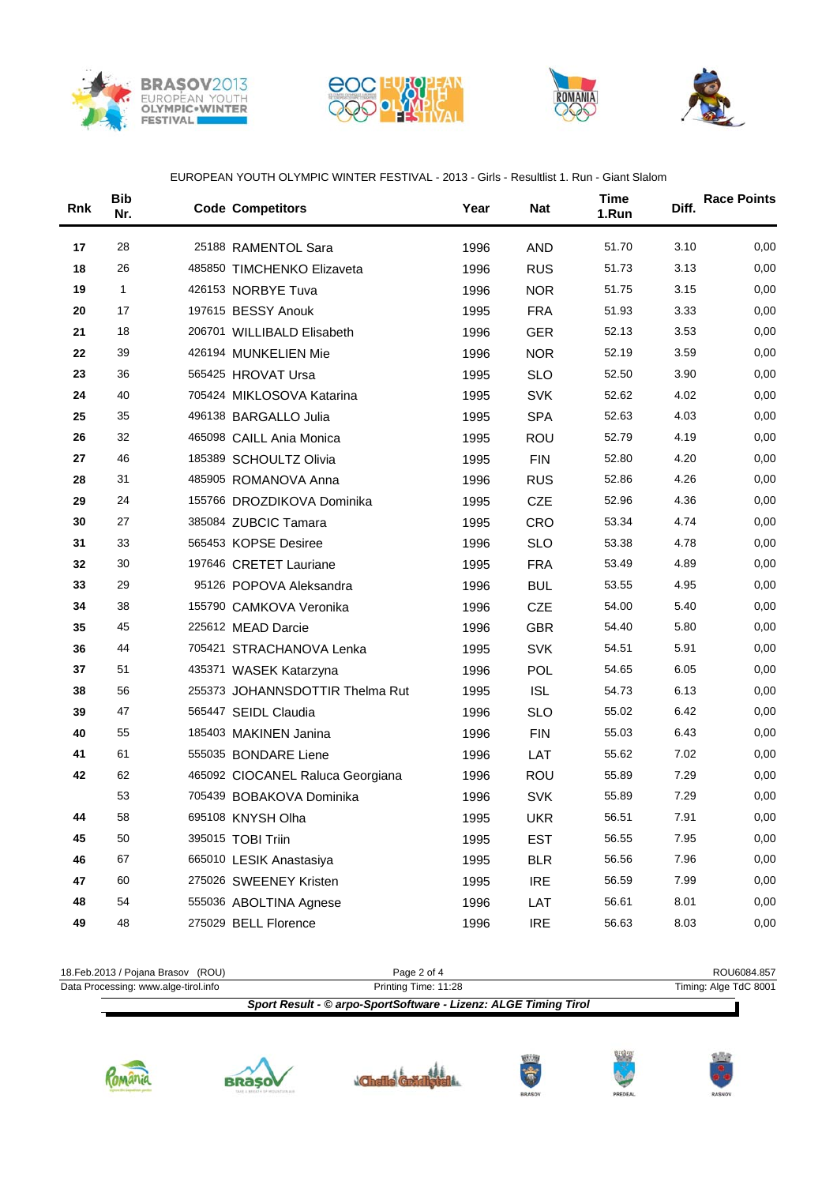EUROPEAN YOUTH OLYMPIC WINTER FESTIVAL - 2013 - Girls - Resultlist 1. Run - Giant Slalom

| Rnk | Bib Nr. | Code | Competitors | Year | Nat | Time 1.Run | Diff. | Race Points |
|---|---|---|---|---|---|---|---|---|
| 17 | 28 | 25188 | RAMENTOL Sara | 1996 | AND | 51.70 | 3.10 | 0,00 |
| 18 | 26 | 485850 | TIMCHENKO Elizaveta | 1996 | RUS | 51.73 | 3.13 | 0,00 |
| 19 | 1 | 426153 | NORBYE Tuva | 1996 | NOR | 51.75 | 3.15 | 0,00 |
| 20 | 17 | 197615 | BESSY Anouk | 1995 | FRA | 51.93 | 3.33 | 0,00 |
| 21 | 18 | 206701 | WILLIBALD Elisabeth | 1996 | GER | 52.13 | 3.53 | 0,00 |
| 22 | 39 | 426194 | MUNKELIEN Mie | 1996 | NOR | 52.19 | 3.59 | 0,00 |
| 23 | 36 | 565425 | HROVAT Ursa | 1995 | SLO | 52.50 | 3.90 | 0,00 |
| 24 | 40 | 705424 | MIKLOSOVA Katarina | 1995 | SVK | 52.62 | 4.02 | 0,00 |
| 25 | 35 | 496138 | BARGALLO Julia | 1995 | SPA | 52.63 | 4.03 | 0,00 |
| 26 | 32 | 465098 | CAILL Ania Monica | 1995 | ROU | 52.79 | 4.19 | 0,00 |
| 27 | 46 | 185389 | SCHOULTZ Olivia | 1995 | FIN | 52.80 | 4.20 | 0,00 |
| 28 | 31 | 485905 | ROMANOVA Anna | 1996 | RUS | 52.86 | 4.26 | 0,00 |
| 29 | 24 | 155766 | DROZDIKOVA Dominika | 1995 | CZE | 52.96 | 4.36 | 0,00 |
| 30 | 27 | 385084 | ZUBCIC Tamara | 1995 | CRO | 53.34 | 4.74 | 0,00 |
| 31 | 33 | 565453 | KOPSE Desiree | 1996 | SLO | 53.38 | 4.78 | 0,00 |
| 32 | 30 | 197646 | CRETET Lauriane | 1995 | FRA | 53.49 | 4.89 | 0,00 |
| 33 | 29 | 95126 | POPOVA Aleksandra | 1996 | BUL | 53.55 | 4.95 | 0,00 |
| 34 | 38 | 155790 | CAMKOVA Veronika | 1996 | CZE | 54.00 | 5.40 | 0,00 |
| 35 | 45 | 225612 | MEAD Darcie | 1996 | GBR | 54.40 | 5.80 | 0,00 |
| 36 | 44 | 705421 | STRACHANOVA Lenka | 1995 | SVK | 54.51 | 5.91 | 0,00 |
| 37 | 51 | 435371 | WASEK Katarzyna | 1996 | POL | 54.65 | 6.05 | 0,00 |
| 38 | 56 | 255373 | JOHANNSDOTTIR Thelma Rut | 1995 | ISL | 54.73 | 6.13 | 0,00 |
| 39 | 47 | 565447 | SEIDL Claudia | 1996 | SLO | 55.02 | 6.42 | 0,00 |
| 40 | 55 | 185403 | MAKINEN Janina | 1996 | FIN | 55.03 | 6.43 | 0,00 |
| 41 | 61 | 555035 | BONDARE Liene | 1996 | LAT | 55.62 | 7.02 | 0,00 |
| 42 | 62 | 465092 | CIOCANEL Raluca Georgiana | 1996 | ROU | 55.89 | 7.29 | 0,00 |
| | 53 | 705439 | BOBAKOVA Dominika | 1996 | SVK | 55.89 | 7.29 | 0,00 |
| 44 | 58 | 695108 | KNYSH Olha | 1995 | UKR | 56.51 | 7.91 | 0,00 |
| 45 | 50 | 395015 | TOBI Triin | 1995 | EST | 56.55 | 7.95 | 0,00 |
| 46 | 67 | 665010 | LESIK Anastasiya | 1995 | BLR | 56.56 | 7.96 | 0,00 |
| 47 | 60 | 275026 | SWEENEY Kristen | 1995 | IRE | 56.59 | 7.99 | 0,00 |
| 48 | 54 | 555036 | ABOLTINA Agnese | 1996 | LAT | 56.61 | 8.01 | 0,00 |
| 49 | 48 | 275029 | BELL Florence | 1996 | IRE | 56.63 | 8.03 | 0,00 |

18.Feb.2013 / Pojana Brasov (ROU) — ROU6084.857

Data Processing: www.alge-tirol.info — Printing Time: 11:28 — Timing: Alge TdC 8001

*Sport Result - © arpo-SportSoftware - Lizenz: ALGE Timing Tirol*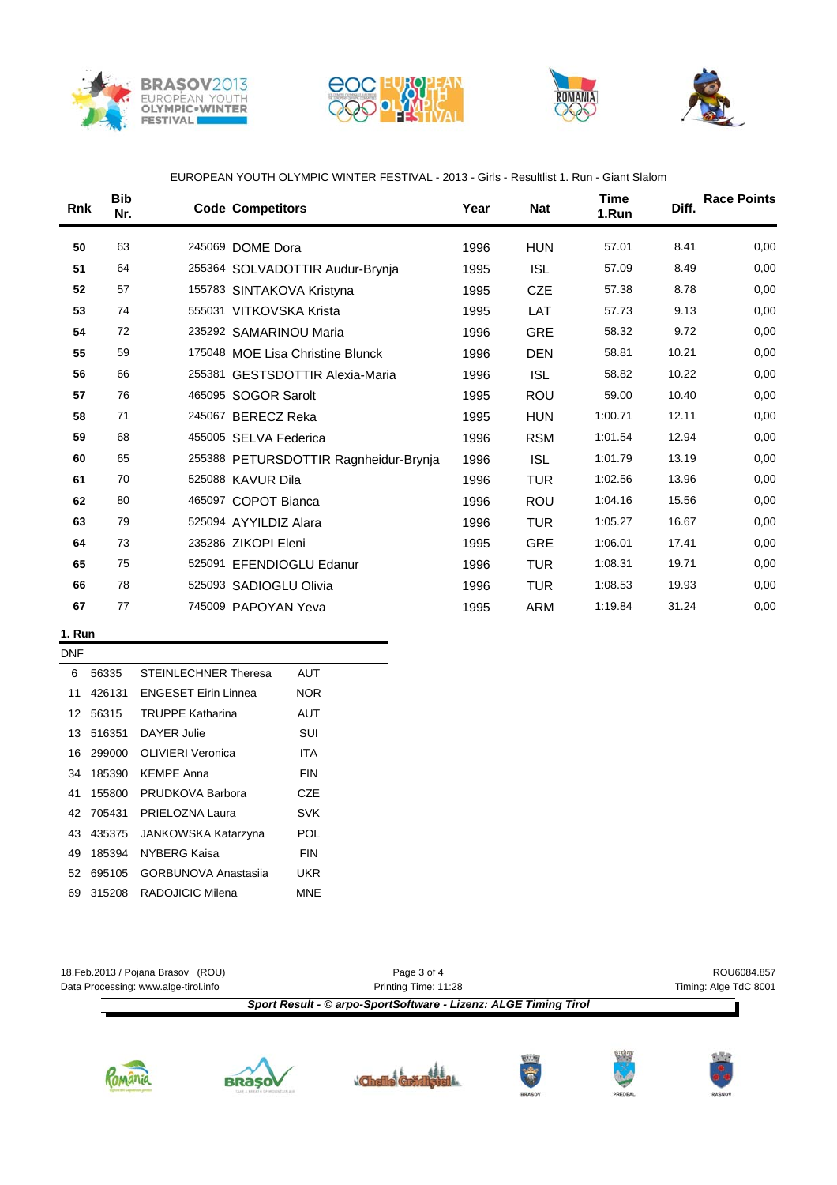EUROPEAN YOUTH OLYMPIC WINTER FESTIVAL - 2013 - Girls - Resultlist 1. Run - Giant Slalom

| Rnk | Bib Nr. | Code | Competitors | Year | Nat | Time 1.Run | Diff. | Race Points |
|---|---|---|---|---|---|---|---|---|
| 50 | 63 | 245069 | DOME Dora | 1996 | HUN | 57.01 | 8.41 | 0,00 |
| 51 | 64 | 255364 | SOLVADOTTIR Audur-Brynja | 1995 | ISL | 57.09 | 8.49 | 0,00 |
| 52 | 57 | 155783 | SINTAKOVA Kristyna | 1995 | CZE | 57.38 | 8.78 | 0,00 |
| 53 | 74 | 555031 | VITKOVSKA Krista | 1995 | LAT | 57.73 | 9.13 | 0,00 |
| 54 | 72 | 235292 | SAMARINOU Maria | 1996 | GRE | 58.32 | 9.72 | 0,00 |
| 55 | 59 | 175048 | MOE Lisa Christine Blunck | 1996 | DEN | 58.81 | 10.21 | 0,00 |
| 56 | 66 | 255381 | GESTSDOTTIR Alexia-Maria | 1996 | ISL | 58.82 | 10.22 | 0,00 |
| 57 | 76 | 465095 | SOGOR Sarolt | 1995 | ROU | 59.00 | 10.40 | 0,00 |
| 58 | 71 | 245067 | BERECZ Reka | 1995 | HUN | 1:00.71 | 12.11 | 0,00 |
| 59 | 68 | 455005 | SELVA Federica | 1996 | RSM | 1:01.54 | 12.94 | 0,00 |
| 60 | 65 | 255388 | PETURSDOTTIR Ragnheidur-Brynja | 1996 | ISL | 1:01.79 | 13.19 | 0,00 |
| 61 | 70 | 525088 | KAVUR Dila | 1996 | TUR | 1:02.56 | 13.96 | 0,00 |
| 62 | 80 | 465097 | COPOT Bianca | 1996 | ROU | 1:04.16 | 15.56 | 0,00 |
| 63 | 79 | 525094 | AYYILDIZ Alara | 1996 | TUR | 1:05.27 | 16.67 | 0,00 |
| 64 | 73 | 235286 | ZIKOPI Eleni | 1995 | GRE | 1:06.01 | 17.41 | 0,00 |
| 65 | 75 | 525091 | EFENDIOGLU Edanur | 1996 | TUR | 1:08.31 | 19.71 | 0,00 |
| 66 | 78 | 525093 | SADIOGLU Olivia | 1996 | TUR | 1:08.53 | 19.93 | 0,00 |
| 67 | 77 | 745009 | PAPOYAN Yeva | 1995 | ARM | 1:19.84 | 31.24 | 0,00 |

**1. Run**

DNF

| | | | |
|---|---|---|---|
| 6 | 56335 | STEINLECHNER Theresa | AUT |
| 11 | 426131 | ENGESET Eirin Linnea | NOR |
| 12 | 56315 | TRUPPE Katharina | AUT |
| 13 | 516351 | DAYER Julie | SUI |
| 16 | 299000 | OLIVIERI Veronica | ITA |
| 34 | 185390 | KEMPE Anna | FIN |
| 41 | 155800 | PRUDKOVA Barbora | CZE |
| 42 | 705431 | PRIELOZNA Laura | SVK |
| 43 | 435375 | JANKOWSKA Katarzyna | POL |
| 49 | 185394 | NYBERG Kaisa | FIN |
| 52 | 695105 | GORBUNOVA Anastasiia | UKR |
| 69 | 315208 | RADOJICIC Milena | MNE |

18.Feb.2013 / Pojana Brasov (ROU) — ROU6084.857

Data Processing: www.alge-tirol.info — Printing Time: 11:28 — Timing: Alge TdC 8001

*Sport Result - © arpo-SportSoftware - Lizenz: ALGE Timing Tirol*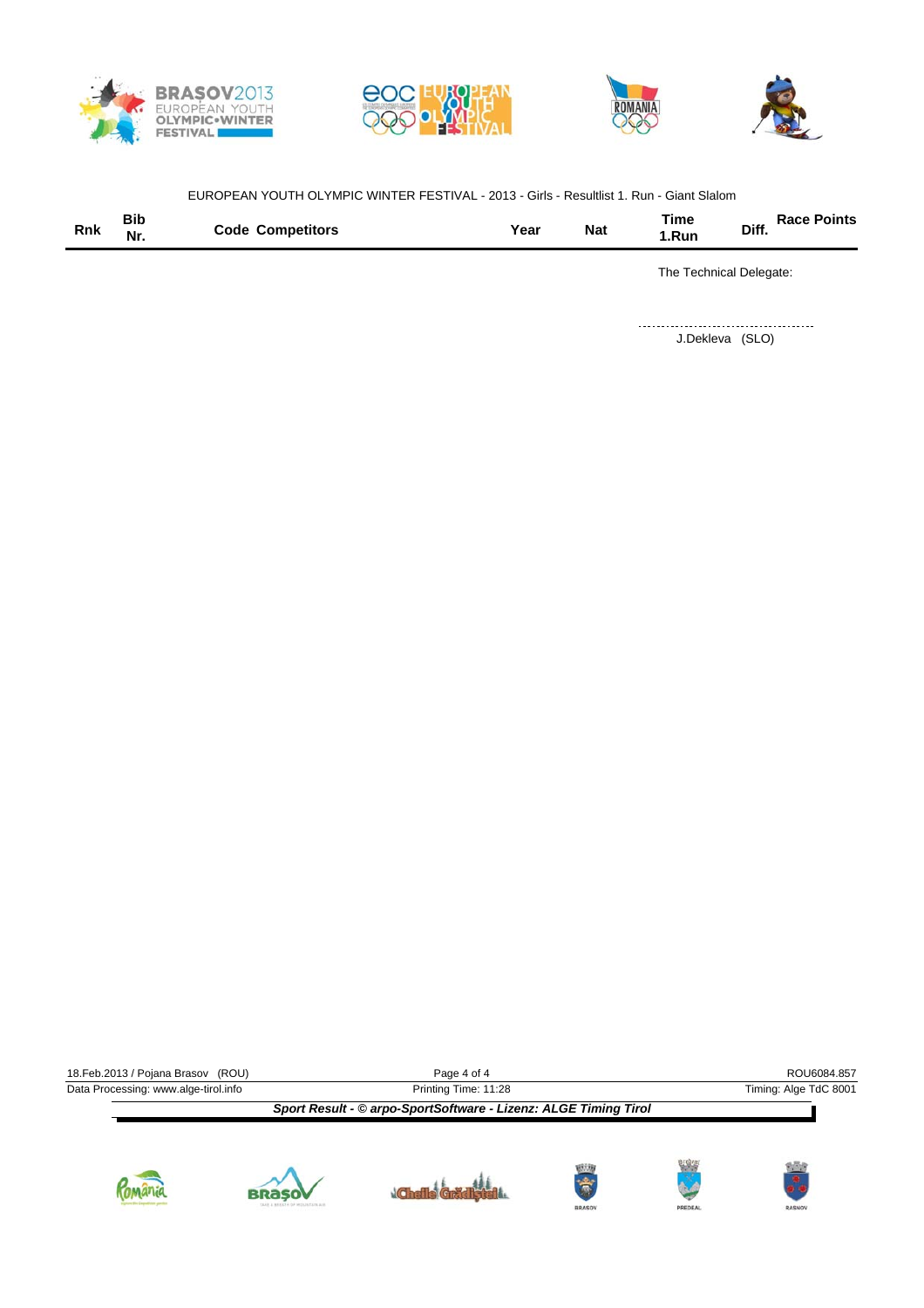EUROPEAN YOUTH OLYMPIC WINTER FESTIVAL - 2013 - Girls - Resultlist 1. Run - Giant Slalom

| Rnk | Bib Nr. | Code Competitors | Year | Nat | Time 1.Run | Diff. | Race Points |
|---|---|---|---|---|---|---|---|

The Technical Delegate:

J.Dekleva (SLO)